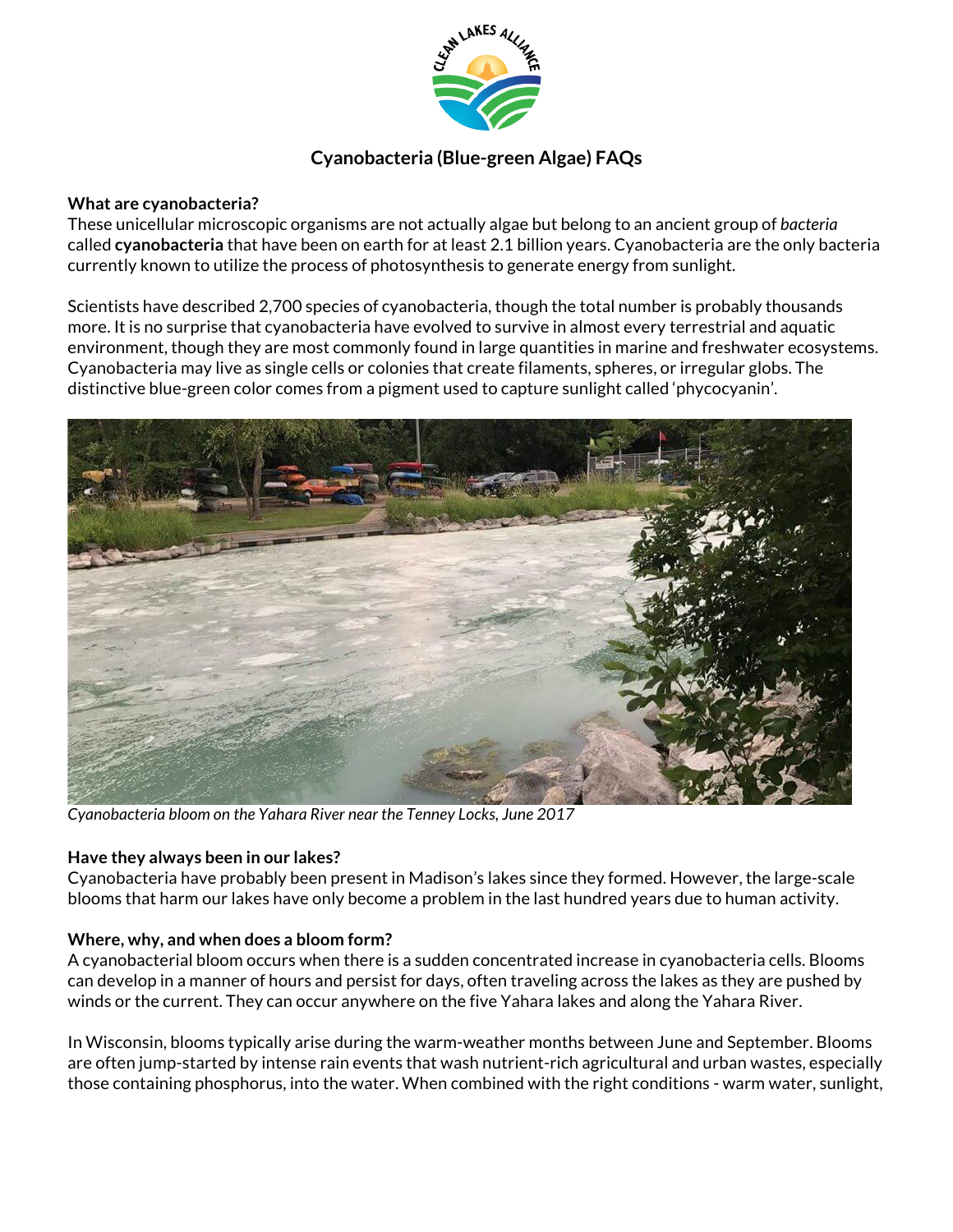# Cyanobacteria (Blue-green Algae) FAQs

**What are cyanobacteria?**
These unicellular microscopic organisms are not actually algae but belong to an ancient group of *bacteria* called **cyanobacteria** that have been on earth for at least 2.1 billion years. Cyanobacteria are the only bacteria currently known to utilize the process of photosynthesis to generate energy from sunlight.

Scientists have described 2,700 species of cyanobacteria, though the total number is probably thousands more. It is no surprise that cyanobacteria have evolved to survive in almost every terrestrial and aquatic environment, though they are most commonly found in large quantities in marine and freshwater ecosystems. Cyanobacteria may live as single cells or colonies that create filaments, spheres, or irregular globs. The distinctive blue-green color comes from a pigment used to capture sunlight called 'phycocyanin'.

*Cyanobacteria bloom on the Yahara River near the Tenney Locks, June 2017*

**Have they always been in our lakes?**
Cyanobacteria have probably been present in Madison's lakes since they formed. However, the large-scale blooms that harm our lakes have only become a problem in the last hundred years due to human activity.

**Where, why, and when does a bloom form?**
A cyanobacterial bloom occurs when there is a sudden concentrated increase in cyanobacteria cells. Blooms can develop in a manner of hours and persist for days, often traveling across the lakes as they are pushed by winds or the current. They can occur anywhere on the five Yahara lakes and along the Yahara River.

In Wisconsin, blooms typically arise during the warm-weather months between June and September. Blooms are often jump-started by intense rain events that wash nutrient-rich agricultural and urban wastes, especially those containing phosphorus, into the water. When combined with the right conditions - warm water, sunlight,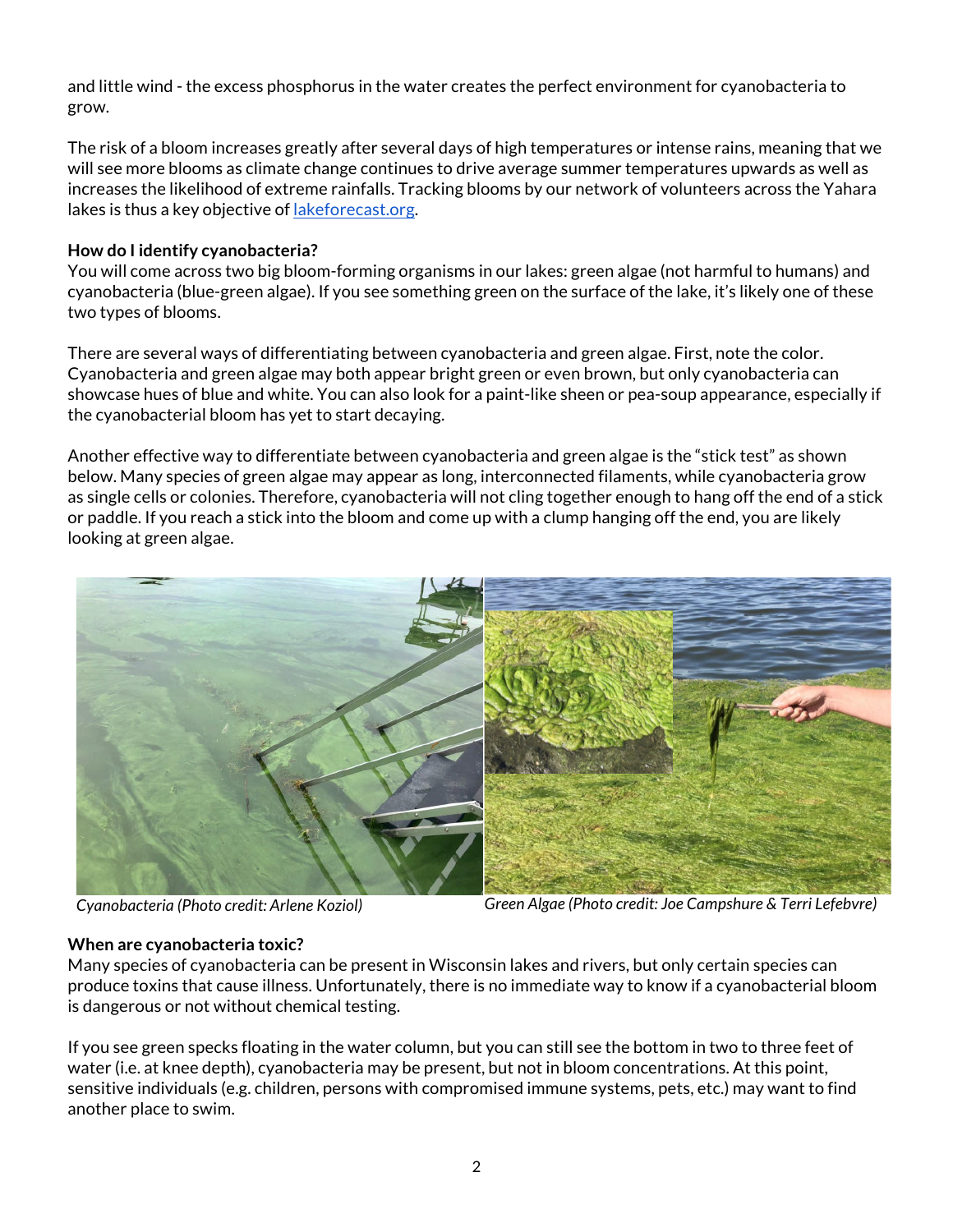and little wind - the excess phosphorus in the water creates the perfect environment for cyanobacteria to grow.

The risk of a bloom increases greatly after several days of high temperatures or intense rains, meaning that we will see more blooms as climate change continues to drive average summer temperatures upwards as well as increases the likelihood of extreme rainfalls. Tracking blooms by our network of volunteers across the Yahara lakes is thus a key objective of [lakeforecast.org](lakeforecast.org).

**How do I identify cyanobacteria?**

You will come across two big bloom-forming organisms in our lakes: green algae (not harmful to humans) and cyanobacteria (blue-green algae). If you see something green on the surface of the lake, it's likely one of these two types of blooms.

There are several ways of differentiating between cyanobacteria and green algae. First, note the color. Cyanobacteria and green algae may both appear bright green or even brown, but only cyanobacteria can showcase hues of blue and white. You can also look for a paint-like sheen or pea-soup appearance, especially if the cyanobacterial bloom has yet to start decaying.

Another effective way to differentiate between cyanobacteria and green algae is the "stick test" as shown below. Many species of green algae may appear as long, interconnected filaments, while cyanobacteria grow as single cells or colonies. Therefore, cyanobacteria will not cling together enough to hang off the end of a stick or paddle. If you reach a stick into the bloom and come up with a clump hanging off the end, you are likely looking at green algae.

*Cyanobacteria (Photo credit: Arlene Koziol)*

*Green Algae (Photo credit: Joe Campshure & Terri Lefebvre)*

**When are cyanobacteria toxic?**

Many species of cyanobacteria can be present in Wisconsin lakes and rivers, but only certain species can produce toxins that cause illness. Unfortunately, there is no immediate way to know if a cyanobacterial bloom is dangerous or not without chemical testing.

If you see green specks floating in the water column, but you can still see the bottom in two to three feet of water (i.e. at knee depth), cyanobacteria may be present, but not in bloom concentrations. At this point, sensitive individuals (e.g. children, persons with compromised immune systems, pets, etc.) may want to find another place to swim.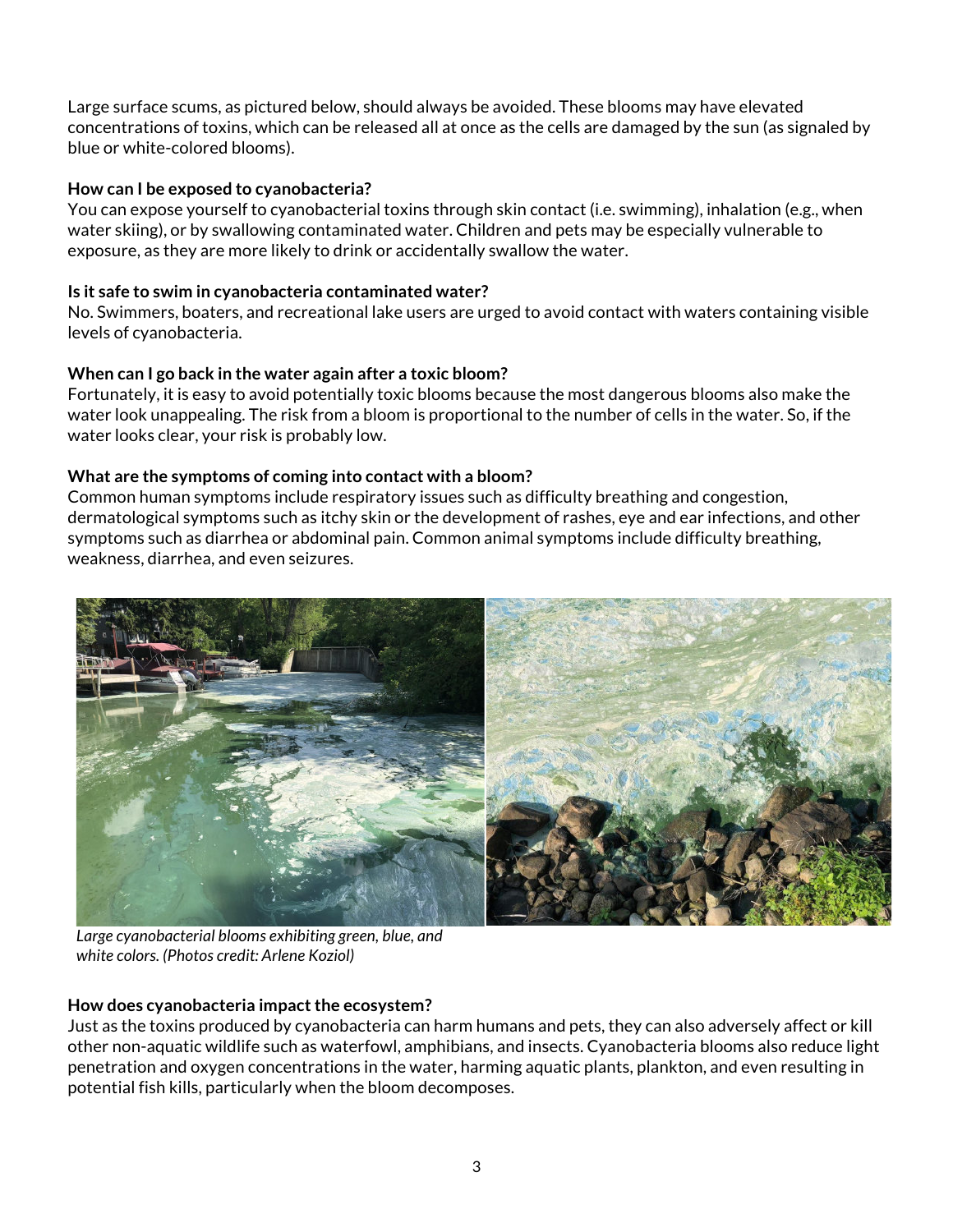Large surface scums, as pictured below, should always be avoided. These blooms may have elevated concentrations of toxins, which can be released all at once as the cells are damaged by the sun (as signaled by blue or white-colored blooms).

**How can I be exposed to cyanobacteria?**
You can expose yourself to cyanobacterial toxins through skin contact (i.e. swimming), inhalation (e.g., when water skiing), or by swallowing contaminated water. Children and pets may be especially vulnerable to exposure, as they are more likely to drink or accidentally swallow the water.

**Is it safe to swim in cyanobacteria contaminated water?**
No. Swimmers, boaters, and recreational lake users are urged to avoid contact with waters containing visible levels of cyanobacteria.

**When can I go back in the water again after a toxic bloom?**
Fortunately, it is easy to avoid potentially toxic blooms because the most dangerous blooms also make the water look unappealing. The risk from a bloom is proportional to the number of cells in the water. So, if the water looks clear, your risk is probably low.

**What are the symptoms of coming into contact with a bloom?**
Common human symptoms include respiratory issues such as difficulty breathing and congestion, dermatological symptoms such as itchy skin or the development of rashes, eye and ear infections, and other symptoms such as diarrhea or abdominal pain. Common animal symptoms include difficulty breathing, weakness, diarrhea, and even seizures.

*Large cyanobacterial blooms exhibiting green, blue, and white colors. (Photos credit: Arlene Koziol)*

**How does cyanobacteria impact the ecosystem?**
Just as the toxins produced by cyanobacteria can harm humans and pets, they can also adversely affect or kill other non-aquatic wildlife such as waterfowl, amphibians, and insects. Cyanobacteria blooms also reduce light penetration and oxygen concentrations in the water, harming aquatic plants, plankton, and even resulting in potential fish kills, particularly when the bloom decomposes.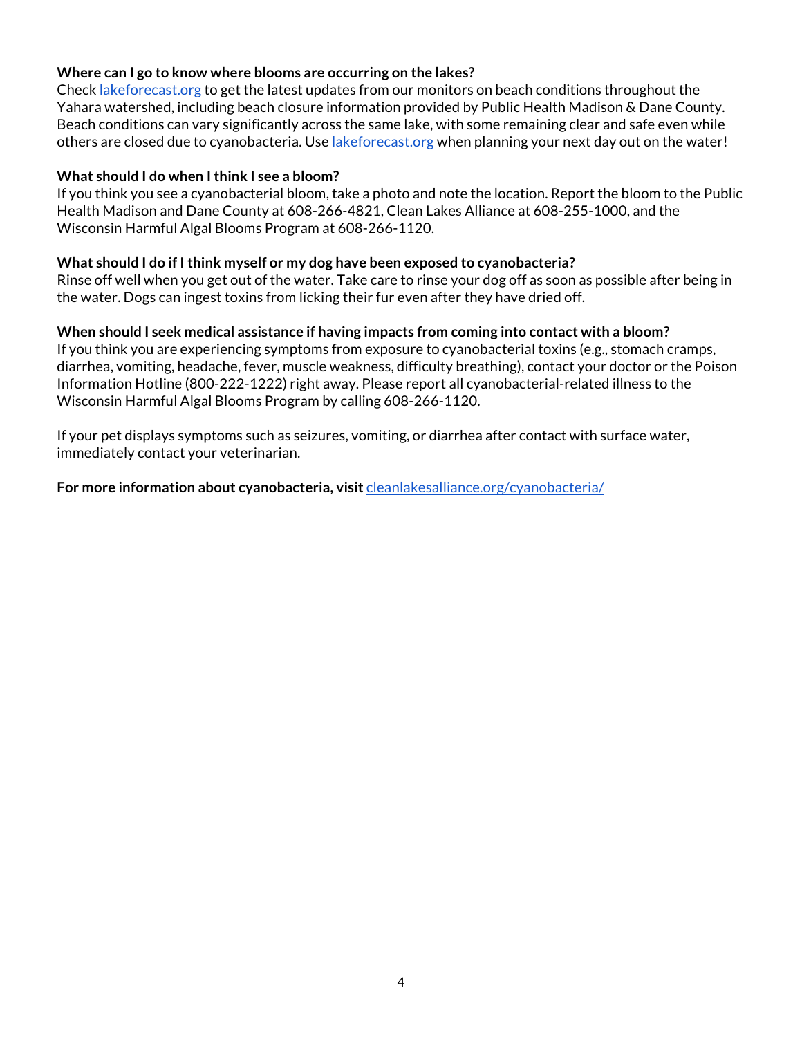**Where can I go to know where blooms are occurring on the lakes?**
Check [lakeforecast.org](https://lakeforecast.org) to get the latest updates from our monitors on beach conditions throughout the Yahara watershed, including beach closure information provided by Public Health Madison & Dane County. Beach conditions can vary significantly across the same lake, with some remaining clear and safe even while others are closed due to cyanobacteria. Use [lakeforecast.org](https://lakeforecast.org) when planning your next day out on the water!

**What should I do when I think I see a bloom?**
If you think you see a cyanobacterial bloom, take a photo and note the location. Report the bloom to the Public Health Madison and Dane County at 608-266-4821, Clean Lakes Alliance at 608-255-1000, and the Wisconsin Harmful Algal Blooms Program at 608-266-1120.

**What should I do if I think myself or my dog have been exposed to cyanobacteria?**
Rinse off well when you get out of the water. Take care to rinse your dog off as soon as possible after being in the water. Dogs can ingest toxins from licking their fur even after they have dried off.

**When should I seek medical assistance if having impacts from coming into contact with a bloom?**
If you think you are experiencing symptoms from exposure to cyanobacterial toxins (e.g., stomach cramps, diarrhea, vomiting, headache, fever, muscle weakness, difficulty breathing), contact your doctor or the Poison Information Hotline (800-222-1222) right away. Please report all cyanobacterial-related illness to the Wisconsin Harmful Algal Blooms Program by calling 608-266-1120.

If your pet displays symptoms such as seizures, vomiting, or diarrhea after contact with surface water, immediately contact your veterinarian.

**For more information about cyanobacteria, visit** [cleanlakesalliance.org/cyanobacteria/](https://cleanlakesalliance.org/cyanobacteria/)